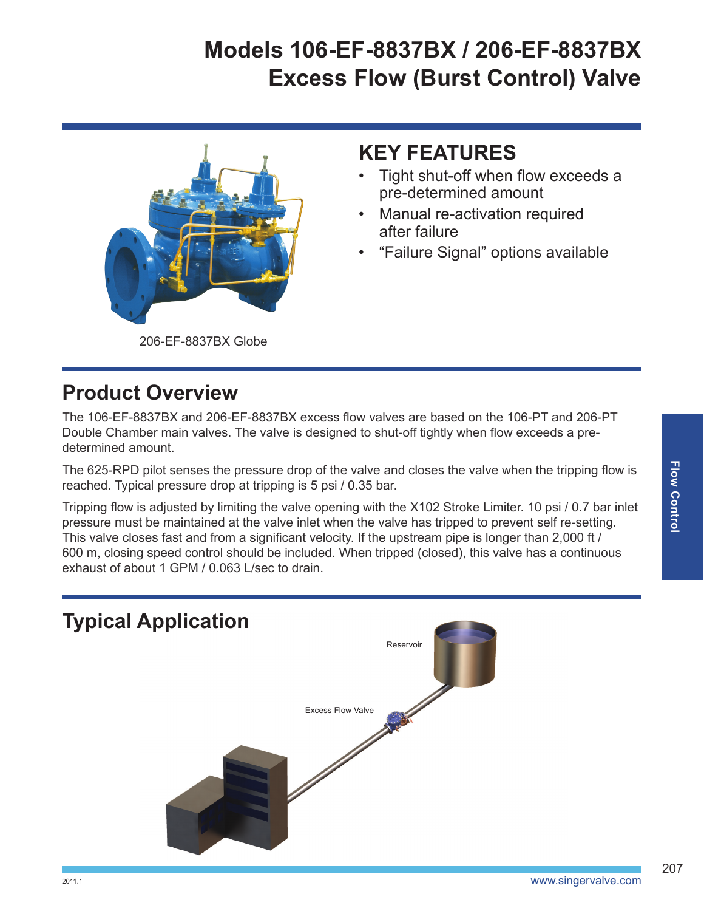# Models 106-EF-8837BX / 206-EF-8837BX Excess Flow (Burst Control) Valve

206-EF-8837BX Globe

## KEY FEATURES

- Tight shut-off when flow exceeds a pre-determined amount
- Manual re-activation required after failure
- “Failure Signal” options available

## Product Overview

The 106-EF-8837BX and 206-EF-8837BX excess flow valves are based on the 106-PT and 206-PT Double Chamber main valves. The valve is designed to shut-off tightly when flow exceeds a pre-determined amount.

The 625-RPD pilot senses the pressure drop of the valve and closes the valve when the tripping flow is reached. Typical pressure drop at tripping is 5 psi / 0.35 bar.

Tripping flow is adjusted by limiting the valve opening with the X102 Stroke Limiter. 10 psi / 0.7 bar inlet pressure must be maintained at the valve inlet when the valve has tripped to prevent self re-setting. This valve closes fast and from a significant velocity. If the upstream pipe is longer than 2,000 ft / 600 m, closing speed control should be included. When tripped (closed), this valve has a continuous exhaust of about 1 GPM / 0.063 L/sec to drain.

## Typical Application

Reservoir

Excess Flow Valve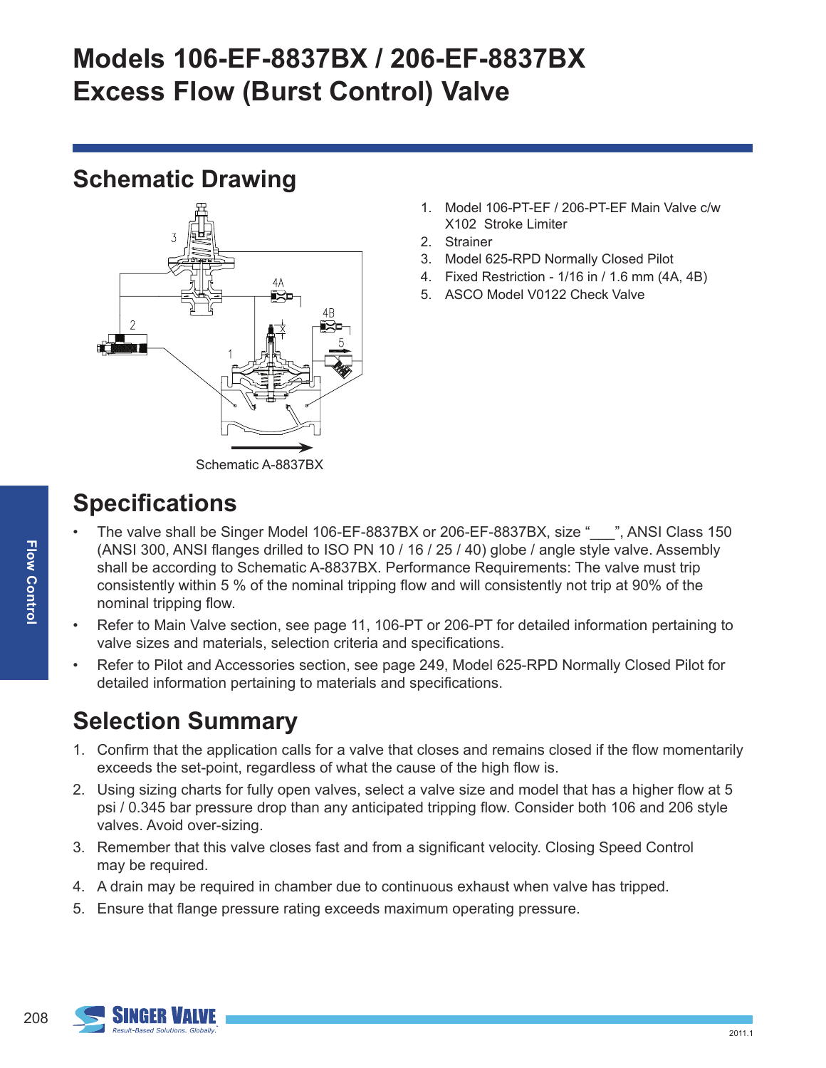# Models 106-EF-8837BX / 206-EF-8837BX Excess Flow (Burst Control) Valve

## Schematic Drawing

1. Model 106-PT-EF / 206-PT-EF Main Valve c/w X102 Stroke Limiter
2. Strainer
3. Model 625-RPD Normally Closed Pilot
4. Fixed Restriction - 1/16 in / 1.6 mm (4A, 4B)
5. ASCO Model V0122 Check Valve

Schematic A-8837BX

## Specifications

- The valve shall be Singer Model 106-EF-8837BX or 206-EF-8837BX, size "___", ANSI Class 150 (ANSI 300, ANSI flanges drilled to ISO PN 10 / 16 / 25 / 40) globe / angle style valve. Assembly shall be according to Schematic A-8837BX. Performance Requirements: The valve must trip consistently within 5 % of the nominal tripping flow and will consistently not trip at 90% of the nominal tripping flow.
- Refer to Main Valve section, see page 11, 106-PT or 206-PT for detailed information pertaining to valve sizes and materials, selection criteria and specifications.
- Refer to Pilot and Accessories section, see page 249, Model 625-RPD Normally Closed Pilot for detailed information pertaining to materials and specifications.

## Selection Summary

1. Confirm that the application calls for a valve that closes and remains closed if the flow momentarily exceeds the set-point, regardless of what the cause of the high flow is.
2. Using sizing charts for fully open valves, select a valve size and model that has a higher flow at 5 psi / 0.345 bar pressure drop than any anticipated tripping flow. Consider both 106 and 206 style valves. Avoid over-sizing.
3. Remember that this valve closes fast and from a significant velocity. Closing Speed Control may be required.
4. A drain may be required in chamber due to continuous exhaust when valve has tripped.
5. Ensure that flange pressure rating exceeds maximum operating pressure.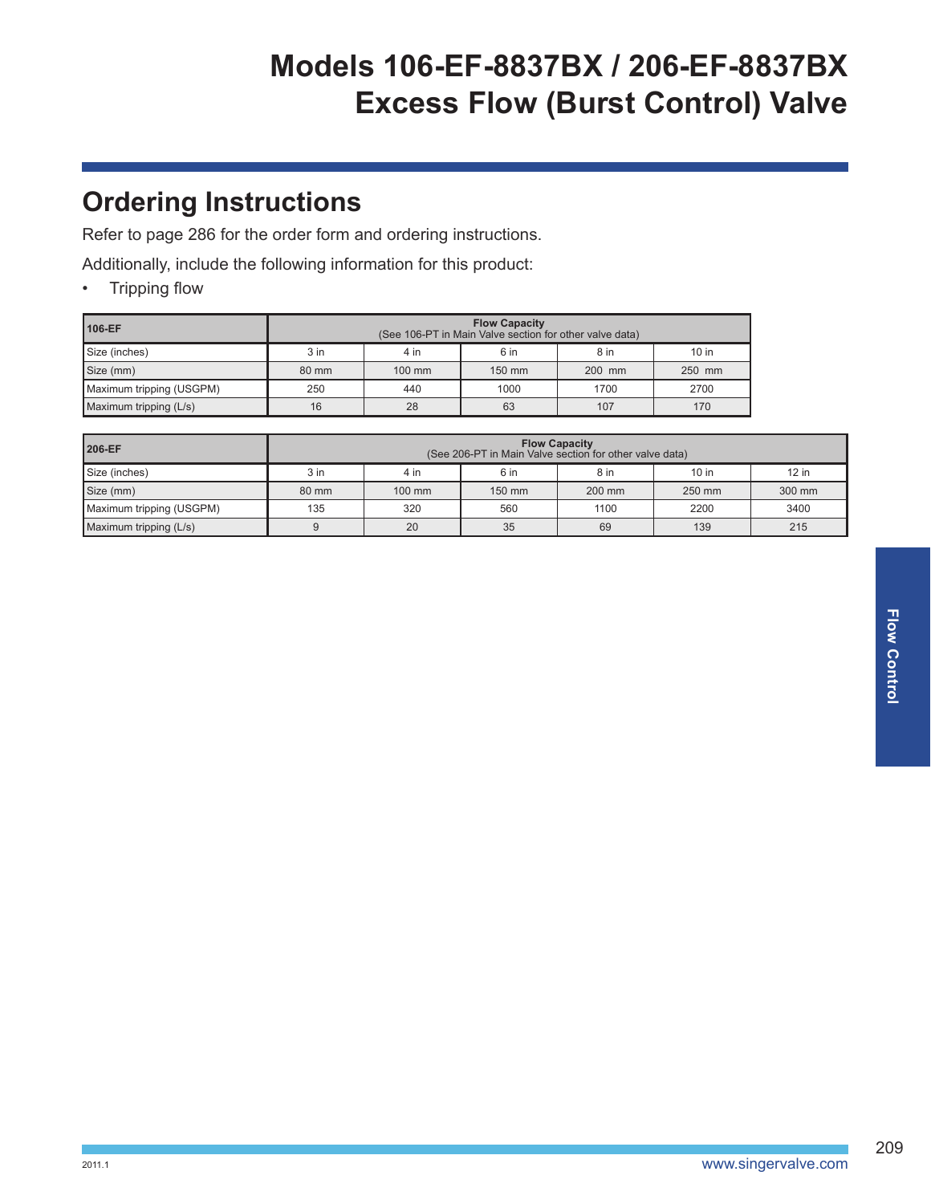# Models 106-EF-8837BX / 206-EF-8837BX Excess Flow (Burst Control) Valve

## Ordering Instructions

Refer to page 286 for the order form and ordering instructions.

Additionally, include the following information for this product:

- Tripping flow

| 106-EF | Flow Capacity (See 106-PT in Main Valve section for other valve data) | | | | |
|---|---|---|---|---|---|
| Size (inches) | 3 in | 4 in | 6 in | 8 in | 10 in |
| Size (mm) | 80 mm | 100 mm | 150 mm | 200 mm | 250 mm |
| Maximum tripping (USGPM) | 250 | 440 | 1000 | 1700 | 2700 |
| Maximum tripping (L/s) | 16 | 28 | 63 | 107 | 170 |

| 206-EF | Flow Capacity (See 206-PT in Main Valve section for other valve data) | | | | | |
|---|---|---|---|---|---|---|
| Size (inches) | 3 in | 4 in | 6 in | 8 in | 10 in | 12 in |
| Size (mm) | 80 mm | 100 mm | 150 mm | 200 mm | 250 mm | 300 mm |
| Maximum tripping (USGPM) | 135 | 320 | 560 | 1100 | 2200 | 3400 |
| Maximum tripping (L/s) | 9 | 20 | 35 | 69 | 139 | 215 |